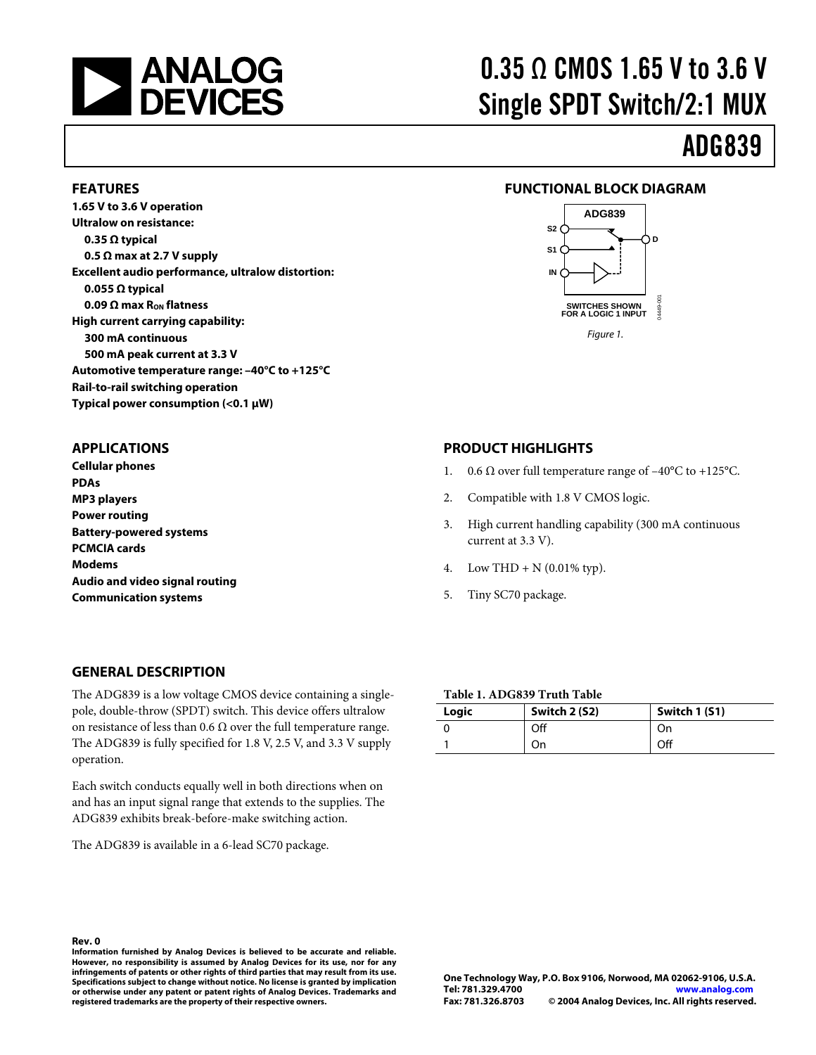# 0.35 Ω CMOS 1.65 V to 3.6 V Single SPDT Switch/2:1 MUX

# ADG839

## FEATURES

**1.65 V to 3.6 V operation**
**Ultralow on resistance:**
- **0.35 Ω typical**
- **0.5 Ω max at 2.7 V supply**

**Excellent audio performance, ultralow distortion:**
- **0.055 Ω typical**
- **0.09 Ω max $R_{ON}$ flatness**

**High current carrying capability:**
- **300 mA continuous**
- **500 mA peak current at 3.3 V**

**Automotive temperature range: –40°C to +125°C**
**Rail-to-rail switching operation**
**Typical power consumption (<0.1 μW)**

## APPLICATIONS

**Cellular phones**
**PDAs**
**MP3 players**
**Power routing**
**Battery-powered systems**
**PCMCIA cards**
**Modems**
**Audio and video signal routing**
**Communication systems**

## FUNCTIONAL BLOCK DIAGRAM

ADG839

S2, S1, IN, D

SWITCHES SHOWN FOR A LOGIC 1 INPUT

*Figure 1.*

## PRODUCT HIGHLIGHTS

1. 0.6 Ω over full temperature range of –40°C to +125°C.
2. Compatible with 1.8 V CMOS logic.
3. High current handling capability (300 mA continuous current at 3.3 V).
4. Low THD + N (0.01% typ).
5. Tiny SC70 package.

## GENERAL DESCRIPTION

The ADG839 is a low voltage CMOS device containing a single-pole, double-throw (SPDT) switch. This device offers ultralow on resistance of less than 0.6 Ω over the full temperature range. The ADG839 is fully specified for 1.8 V, 2.5 V, and 3.3 V supply operation.

Each switch conducts equally well in both directions when on and has an input signal range that extends to the supplies. The ADG839 exhibits break-before-make switching action.

The ADG839 is available in a 6-lead SC70 package.

**Table 1. ADG839 Truth Table**

| Logic | Switch 2 (S2) | Switch 1 (S1) |
|---|---|---|
| 0 | Off | On |
| 1 | On | Off |

**Rev. 0**
**Information furnished by Analog Devices is believed to be accurate and reliable. However, no responsibility is assumed by Analog Devices for its use, nor for any infringements of patents or other rights of third parties that may result from its use. Specifications subject to change without notice. No license is granted by implication or otherwise under any patent or patent rights of Analog Devices. Trademarks and registered trademarks are the property of their respective owners.**

**One Technology Way, P.O. Box 9106, Norwood, MA 02062-9106, U.S.A.**
**Tel: 781.329.4700 www.analog.com**
**Fax: 781.326.8703 © 2004 Analog Devices, Inc. All rights reserved.**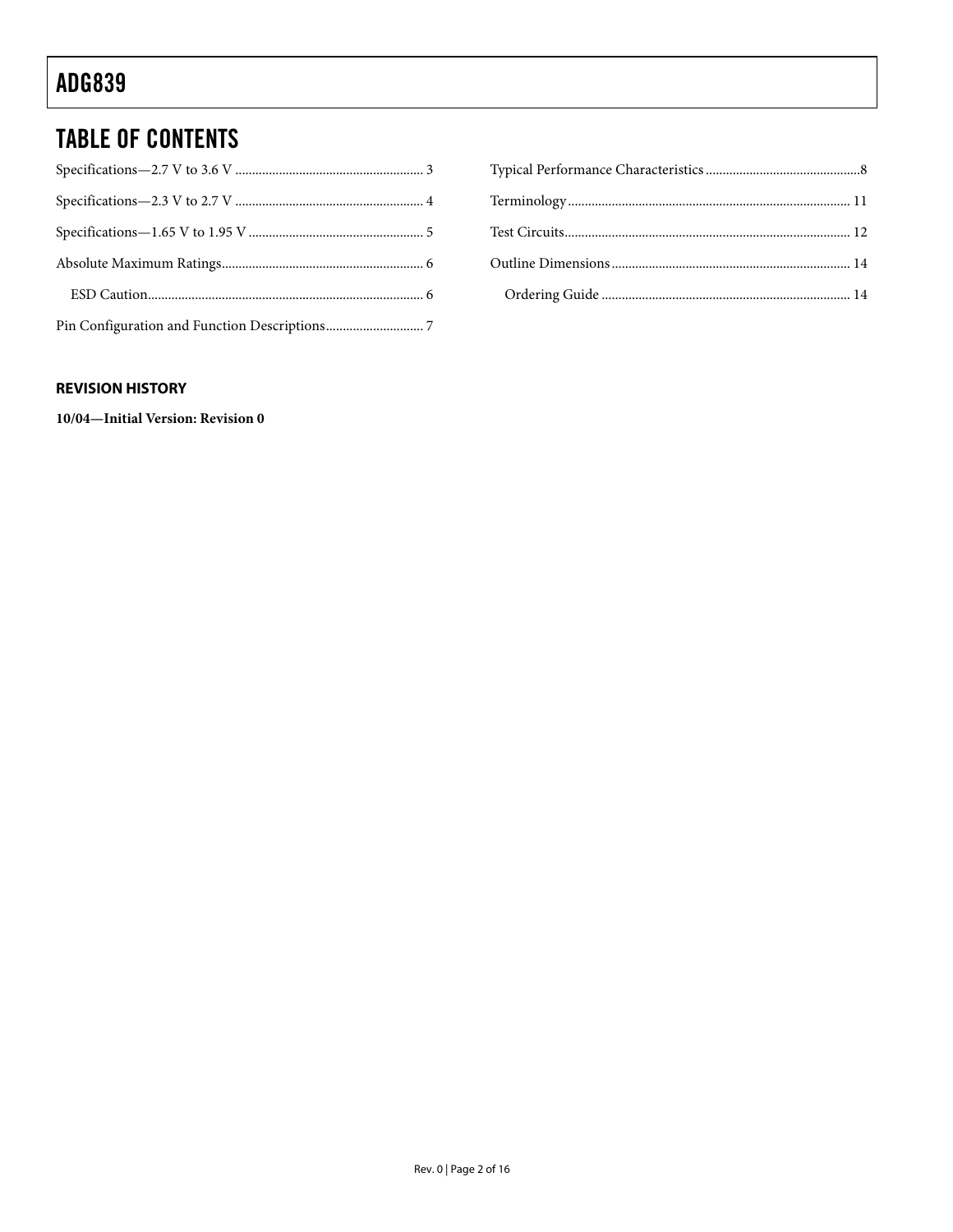## TABLE OF CONTENTS

Specifications—2.7 V to 3.6 V ........................................................ 3

Specifications—2.3 V to 2.7 V ........................................................ 4

Specifications—1.65 V to 1.95 V .................................................... 5

Absolute Maximum Ratings............................................................ 6

  ESD Caution.................................................................................. 6

Pin Configuration and Function Descriptions............................. 7

Typical Performance Characteristics ..............................................8

Terminology .................................................................................... 11

Test Circuits..................................................................................... 12

Outline Dimensions ....................................................................... 14

  Ordering Guide .......................................................................... 14

### REVISION HISTORY

**10/04—Initial Version: Revision 0**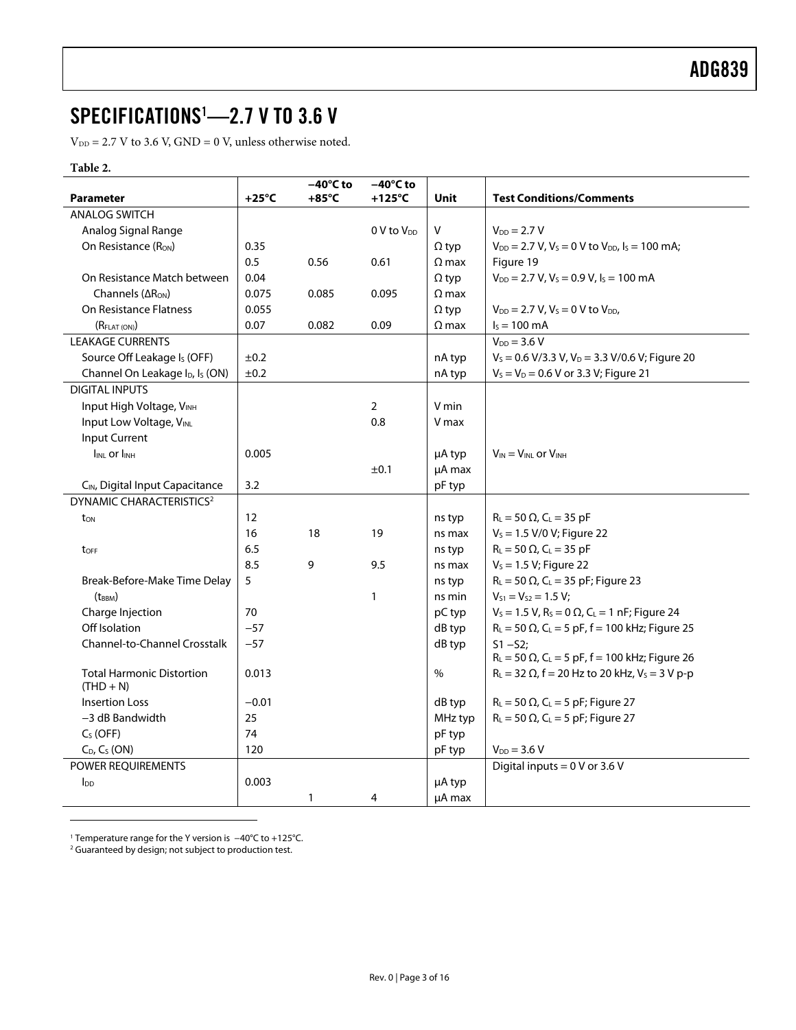# SPECIFICATIONS[1]—2.7 V TO 3.6 V

$V_{DD}$ = 2.7 V to 3.6 V, GND = 0 V, unless otherwise noted.

**Table 2.**

| Parameter | +25°C | −40°C to +85°C | −40°C to +125°C | Unit | Test Conditions/Comments |
|---|---|---|---|---|---|
| ANALOG SWITCH | | | | | |
| Analog Signal Range | | | 0 V to $V_{DD}$ | V | $V_{DD}$ = 2.7 V |
| On Resistance ($R_{ON}$) | 0.35 | | | Ω typ | $V_{DD}$ = 2.7 V, $V_S$ = 0 V to $V_{DD}$, $I_S$ = 100 mA; |
| | 0.5 | 0.56 | 0.61 | Ω max | Figure 19 |
| On Resistance Match between | 0.04 | | | Ω typ | $V_{DD}$ = 2.7 V, $V_S$ = 0.9 V, $I_S$ = 100 mA |
| Channels ($\Delta R_{ON}$) | 0.075 | 0.085 | 0.095 | Ω max | |
| On Resistance Flatness | 0.055 | | | Ω typ | $V_{DD}$ = 2.7 V, $V_S$ = 0 V to $V_{DD}$, |
| ($R_{FLAT (ON)}$) | 0.07 | 0.082 | 0.09 | Ω max | $I_S$ = 100 mA |
| LEAKAGE CURRENTS | | | | | $V_{DD}$ = 3.6 V |
| Source Off Leakage $I_S$ (OFF) | ±0.2 | | | nA typ | $V_S$ = 0.6 V/3.3 V, $V_D$ = 3.3 V/0.6 V; Figure 20 |
| Channel On Leakage $I_D$, $I_S$ (ON) | ±0.2 | | | nA typ | $V_S = V_D$ = 0.6 V or 3.3 V; Figure 21 |
| DIGITAL INPUTS | | | | | |
| Input High Voltage, $V_{INH}$ | | | 2 | V min | |
| Input Low Voltage, $V_{INL}$ | | | 0.8 | V max | |
| Input Current | | | | | |
| $I_{INL}$ or $I_{INH}$ | 0.005 | | | μA typ | $V_{IN} = V_{INL}$ or $V_{INH}$ |
| | | | ±0.1 | μA max | |
| $C_{IN}$, Digital Input Capacitance | 3.2 | | | pF typ | |
| DYNAMIC CHARACTERISTICS[2] | | | | | |
| $t_{ON}$ | 12 | | | ns typ | $R_L$ = 50 Ω, $C_L$ = 35 pF |
| | 16 | 18 | 19 | ns max | $V_S$ = 1.5 V/0 V; Figure 22 |
| $t_{OFF}$ | 6.5 | | | ns typ | $R_L$ = 50 Ω, $C_L$ = 35 pF |
| | 8.5 | 9 | 9.5 | ns max | $V_S$ = 1.5 V; Figure 22 |
| Break-Before-Make Time Delay | 5 | | | ns typ | $R_L$ = 50 Ω, $C_L$ = 35 pF; Figure 23 |
| ($t_{BBM}$) | | | 1 | ns min | $V_{S1} = V_{S2}$ = 1.5 V; |
| Charge Injection | 70 | | | pC typ | $V_S$ = 1.5 V, $R_S$ = 0 Ω, $C_L$ = 1 nF; Figure 24 |
| Off Isolation | −57 | | | dB typ | $R_L$ = 50 Ω, $C_L$ = 5 pF, f = 100 kHz; Figure 25 |
| Channel-to-Channel Crosstalk | −57 | | | dB typ | S1 −S2; $R_L$ = 50 Ω, $C_L$ = 5 pF, f = 100 kHz; Figure 26 |
| Total Harmonic Distortion (THD + N) | 0.013 | | | % | $R_L$ = 32 Ω, f = 20 Hz to 20 kHz, $V_S$ = 3 V p-p |
| Insertion Loss | −0.01 | | | dB typ | $R_L$ = 50 Ω, $C_L$ = 5 pF; Figure 27 |
| −3 dB Bandwidth | 25 | | | MHz typ | $R_L$ = 50 Ω, $C_L$ = 5 pF; Figure 27 |
| $C_S$ (OFF) | 74 | | | pF typ | |
| $C_D$, $C_S$ (ON) | 120 | | | pF typ | $V_{DD}$ = 3.6 V |
| POWER REQUIREMENTS | | | | | Digital inputs = 0 V or 3.6 V |
| $I_{DD}$ | 0.003 | | | μA typ | |
| | | 1 | 4 | μA max | |

[1] Temperature range for the Y version is −40°C to +125°C.
[2] Guaranteed by design; not subject to production test.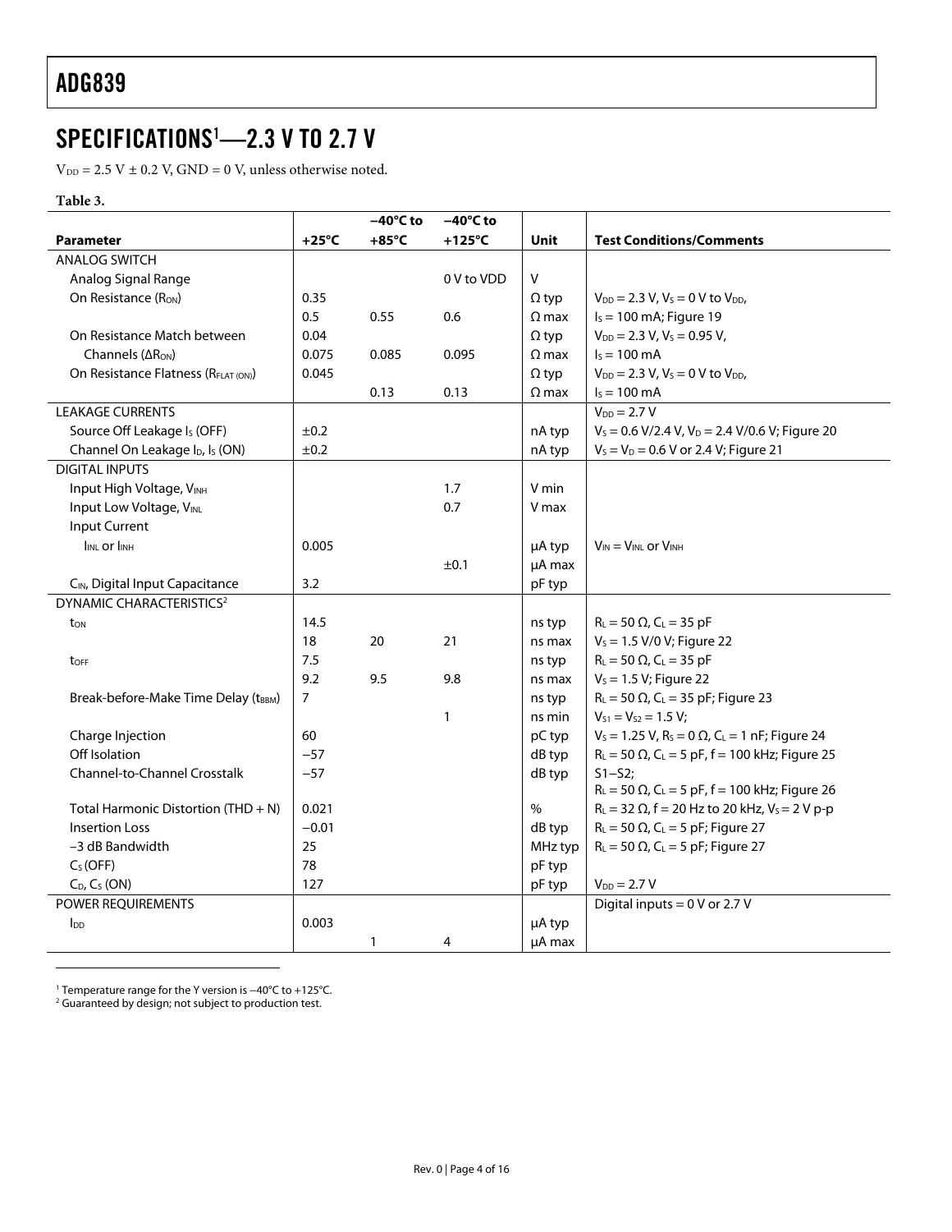# SPECIFICATIONS[1]—2.3 V TO 2.7 V

$V_{DD}$ = 2.5 V ± 0.2 V, GND = 0 V, unless otherwise noted.

**Table 3.**

| Parameter | +25°C | −40°C to +85°C | −40°C to +125°C | Unit | Test Conditions/Comments |
|---|---|---|---|---|---|
| ANALOG SWITCH | | | | | |
| Analog Signal Range | | | 0 V to VDD | V | |
| On Resistance ($R_{ON}$) | 0.35 | | | Ω typ | $V_{DD}$ = 2.3 V, $V_S$ = 0 V to $V_{DD}$, |
| | 0.5 | 0.55 | 0.6 | Ω max | $I_S$ = 100 mA; Figure 19 |
| On Resistance Match between Channels ($\Delta R_{ON}$) | 0.04 | | | Ω typ | $V_{DD}$ = 2.3 V, $V_S$ = 0.95 V, |
| | 0.075 | 0.085 | 0.095 | Ω max | $I_S$ = 100 mA |
| On Resistance Flatness ($R_{FLAT (ON)}$) | 0.045 | | | Ω typ | $V_{DD}$ = 2.3 V, $V_S$ = 0 V to $V_{DD}$, |
| | | 0.13 | 0.13 | Ω max | $I_S$ = 100 mA |
| LEAKAGE CURRENTS | | | | | $V_{DD}$ = 2.7 V |
| Source Off Leakage $I_S$ (OFF) | ±0.2 | | | nA typ | $V_S$ = 0.6 V/2.4 V, $V_D$ = 2.4 V/0.6 V; Figure 20 |
| Channel On Leakage $I_D$, $I_S$ (ON) | ±0.2 | | | nA typ | $V_S$ = $V_D$ = 0.6 V or 2.4 V; Figure 21 |
| DIGITAL INPUTS | | | | | |
| Input High Voltage, $V_{INH}$ | | | 1.7 | V min | |
| Input Low Voltage, $V_{INL}$ | | | 0.7 | V max | |
| Input Current | | | | | |
| $I_{INL}$ or $I_{INH}$ | 0.005 | | | μA typ | $V_{IN}$ = $V_{INL}$ or $V_{INH}$ |
| | | | ±0.1 | μA max | |
| $C_{IN}$, Digital Input Capacitance | 3.2 | | | pF typ | |
| DYNAMIC CHARACTERISTICS[2] | | | | | |
| $t_{ON}$ | 14.5 | | | ns typ | $R_L$ = 50 Ω, $C_L$ = 35 pF |
| | 18 | 20 | 21 | ns max | $V_S$ = 1.5 V/0 V; Figure 22 |
| $t_{OFF}$ | 7.5 | | | ns typ | $R_L$ = 50 Ω, $C_L$ = 35 pF |
| | 9.2 | 9.5 | 9.8 | ns max | $V_S$ = 1.5 V; Figure 22 |
| Break-before-Make Time Delay ($t_{BBM}$) | 7 | | | ns typ | $R_L$ = 50 Ω, $C_L$ = 35 pF; Figure 23 |
| | | | 1 | ns min | $V_{S1}$ = $V_{S2}$ = 1.5 V; |
| Charge Injection | 60 | | | pC typ | $V_S$ = 1.25 V, $R_S$ = 0 Ω, $C_L$ = 1 nF; Figure 24 |
| Off Isolation | −57 | | | dB typ | $R_L$ = 50 Ω, $C_L$ = 5 pF, f = 100 kHz; Figure 25 |
| Channel-to-Channel Crosstalk | −57 | | | dB typ | S1–S2; $R_L$ = 50 Ω, $C_L$ = 5 pF, f = 100 kHz; Figure 26 |
| Total Harmonic Distortion (THD + N) | 0.021 | | | % | $R_L$ = 32 Ω, f = 20 Hz to 20 kHz, $V_S$ = 2 V p-p |
| Insertion Loss | −0.01 | | | dB typ | $R_L$ = 50 Ω, $C_L$ = 5 pF; Figure 27 |
| −3 dB Bandwidth | 25 | | | MHz typ | $R_L$ = 50 Ω, $C_L$ = 5 pF; Figure 27 |
| $C_S$ (OFF) | 78 | | | pF typ | |
| $C_D$, $C_S$ (ON) | 127 | | | pF typ | $V_{DD}$ = 2.7 V |
| POWER REQUIREMENTS | | | | | Digital inputs = 0 V or 2.7 V |
| $I_{DD}$ | 0.003 | | | μA typ | |
| | | 1 | 4 | μA max | |

[1] Temperature range for the Y version is −40°C to +125°C.
[2] Guaranteed by design; not subject to production test.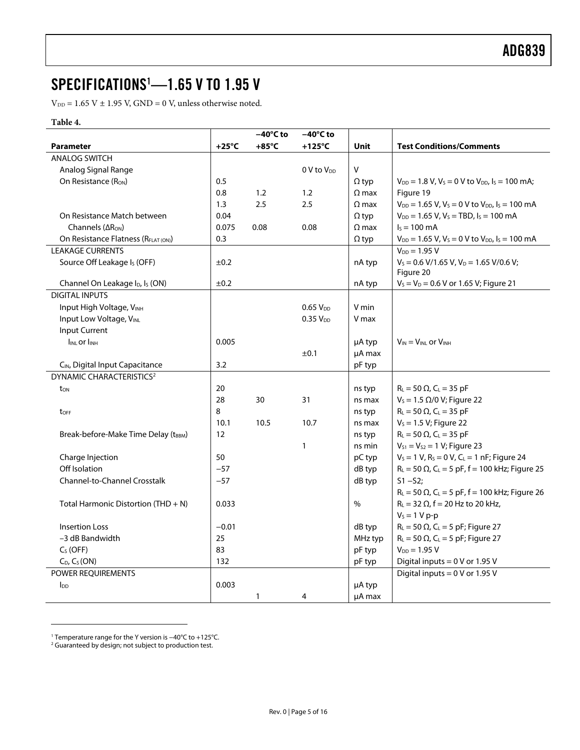# SPECIFICATIONS[1]—1.65 V TO 1.95 V

$V_{DD}$ = 1.65 V ± 1.95 V, GND = 0 V, unless otherwise noted.

**Table 4.**

| Parameter | +25°C | −40°C to +85°C | −40°C to +125°C | Unit | Test Conditions/Comments |
|---|---|---|---|---|---|
| ANALOG SWITCH | | | | | |
| Analog Signal Range | | | 0 V to $V_{DD}$ | V | |
| On Resistance ($R_{ON}$) | 0.5 | | | Ω typ | $V_{DD}$ = 1.8 V, $V_S$ = 0 V to $V_{DD}$, $I_S$ = 100 mA; |
| | 0.8 | 1.2 | 1.2 | Ω max | Figure 19 |
| | 1.3 | 2.5 | 2.5 | Ω max | $V_{DD}$ = 1.65 V, $V_S$ = 0 V to $V_{DD}$, $I_S$ = 100 mA |
| On Resistance Match between | 0.04 | | | Ω typ | $V_{DD}$ = 1.65 V, $V_S$ = TBD, $I_S$ = 100 mA |
| Channels ($\Delta R_{ON}$) | 0.075 | 0.08 | 0.08 | Ω max | $I_S$ = 100 mA |
| On Resistance Flatness ($R_{FLAT\,(ON)}$) | 0.3 | | | Ω typ | $V_{DD}$ = 1.65 V, $V_S$ = 0 V to $V_{DD}$, $I_S$ = 100 mA |
| LEAKAGE CURRENTS | | | | | $V_{DD}$ = 1.95 V |
| Source Off Leakage $I_S$ (OFF) | ±0.2 | | | nA typ | $V_S$ = 0.6 V/1.65 V, $V_D$ = 1.65 V/0.6 V; Figure 20 |
| Channel On Leakage $I_D$, $I_S$ (ON) | ±0.2 | | | nA typ | $V_S$ = $V_D$ = 0.6 V or 1.65 V; Figure 21 |
| DIGITAL INPUTS | | | | | |
| Input High Voltage, $V_{INH}$ | | | 0.65 $V_{DD}$ | V min | |
| Input Low Voltage, $V_{INL}$ | | | 0.35 $V_{DD}$ | V max | |
| Input Current | | | | | |
| $I_{INL}$ or $I_{INH}$ | 0.005 | | | μA typ | $V_{IN}$ = $V_{INL}$ or $V_{INH}$ |
| | | | ±0.1 | μA max | |
| $C_{IN}$, Digital Input Capacitance | 3.2 | | | pF typ | |
| DYNAMIC CHARACTERISTICS[2] | | | | | |
| $t_{ON}$ | 20 | | | ns typ | $R_L$ = 50 Ω, $C_L$ = 35 pF |
| | 28 | 30 | 31 | ns max | $V_S$ = 1.5 Ω/0 V; Figure 22 |
| $t_{OFF}$ | 8 | | | ns typ | $R_L$ = 50 Ω, $C_L$ = 35 pF |
| | 10.1 | 10.5 | 10.7 | ns max | $V_S$ = 1.5 V; Figure 22 |
| Break-before-Make Time Delay ($t_{BBM}$) | 12 | | | ns typ | $R_L$ = 50 Ω, $C_L$ = 35 pF |
| | | | 1 | ns min | $V_{S1}$ = $V_{S2}$ = 1 V; Figure 23 |
| Charge Injection | 50 | | | pC typ | $V_S$ = 1 V, $R_S$ = 0 V, $C_L$ = 1 nF; Figure 24 |
| Off Isolation | −57 | | | dB typ | $R_L$ = 50 Ω, $C_L$ = 5 pF, f = 100 kHz; Figure 25 |
| Channel-to-Channel Crosstalk | −57 | | | dB typ | S1 −S2; $R_L$ = 50 Ω, $C_L$ = 5 pF, f = 100 kHz; Figure 26 |
| Total Harmonic Distortion (THD + N) | 0.033 | | | % | $R_L$ = 32 Ω, f = 20 Hz to 20 kHz, $V_S$ = 1 V p-p |
| Insertion Loss | −0.01 | | | dB typ | $R_L$ = 50 Ω, $C_L$ = 5 pF; Figure 27 |
| −3 dB Bandwidth | 25 | | | MHz typ | $R_L$ = 50 Ω, $C_L$ = 5 pF; Figure 27 |
| $C_S$ (OFF) | 83 | | | pF typ | $V_{DD}$ = 1.95 V |
| $C_D$, $C_S$ (ON) | 132 | | | pF typ | Digital inputs = 0 V or 1.95 V |
| POWER REQUIREMENTS | | | | | Digital inputs = 0 V or 1.95 V |
| $I_{DD}$ | 0.003 | | | μA typ | |
| | | 1 | 4 | μA max | |

[1] Temperature range for the Y version is −40°C to +125°C.
[2] Guaranteed by design; not subject to production test.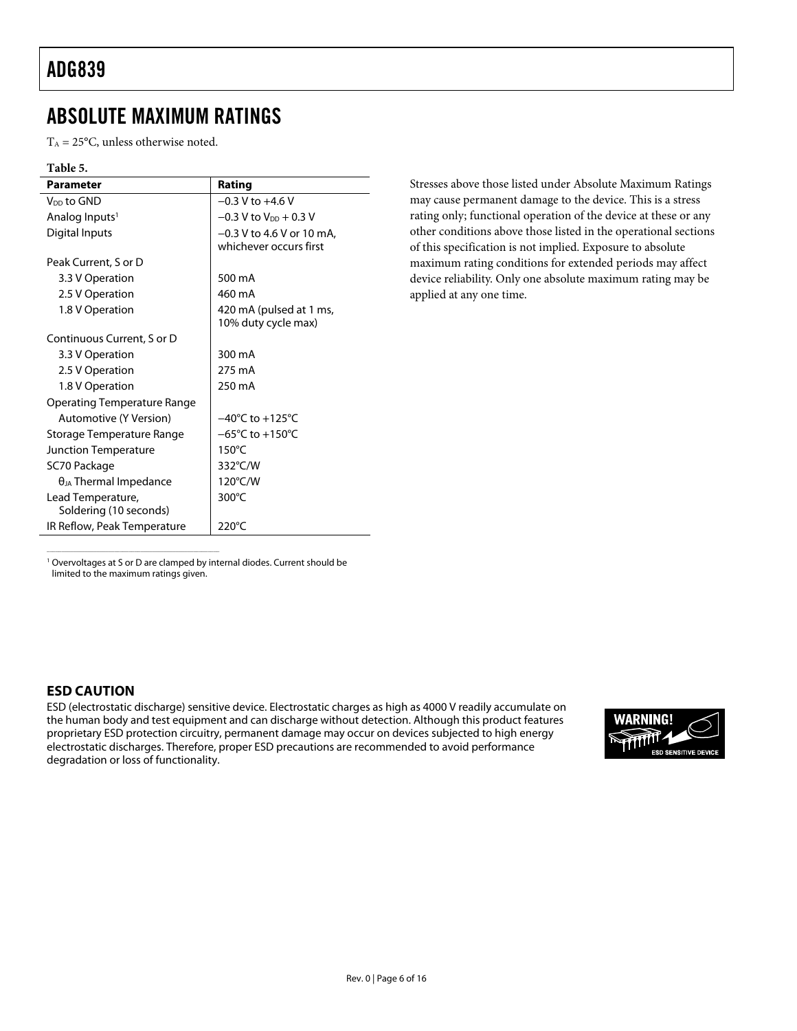## ABSOLUTE MAXIMUM RATINGS

$T_A$ = 25°C, unless otherwise noted.

**Table 5.**

| Parameter | Rating |
|---|---|
| $V_{DD}$ to GND | −0.3 V to +4.6 V |
| Analog Inputs[1] | −0.3 V to $V_{DD}$ + 0.3 V |
| Digital Inputs | −0.3 V to 4.6 V or 10 mA, whichever occurs first |
| Peak Current, S or D | |
| 3.3 V Operation | 500 mA |
| 2.5 V Operation | 460 mA |
| 1.8 V Operation | 420 mA (pulsed at 1 ms, 10% duty cycle max) |
| Continuous Current, S or D | |
| 3.3 V Operation | 300 mA |
| 2.5 V Operation | 275 mA |
| 1.8 V Operation | 250 mA |
| Operating Temperature Range | |
| Automotive (Y Version) | −40°C to +125°C |
| Storage Temperature Range | −65°C to +150°C |
| Junction Temperature | 150°C |
| SC70 Package | 332°C/W |
| $\theta_{JA}$ Thermal Impedance | 120°C/W |
| Lead Temperature, Soldering (10 seconds) | 300°C |
| IR Reflow, Peak Temperature | 220°C |

[1] Overvoltages at S or D are clamped by internal diodes. Current should be limited to the maximum ratings given.

Stresses above those listed under Absolute Maximum Ratings may cause permanent damage to the device. This is a stress rating only; functional operation of the device at these or any other conditions above those listed in the operational sections of this specification is not implied. Exposure to absolute maximum rating conditions for extended periods may affect device reliability. Only one absolute maximum rating may be applied at any one time.

### ESD CAUTION

ESD (electrostatic discharge) sensitive device. Electrostatic charges as high as 4000 V readily accumulate on the human body and test equipment and can discharge without detection. Although this product features proprietary ESD protection circuitry, permanent damage may occur on devices subjected to high energy electrostatic discharges. Therefore, proper ESD precautions are recommended to avoid performance degradation or loss of functionality.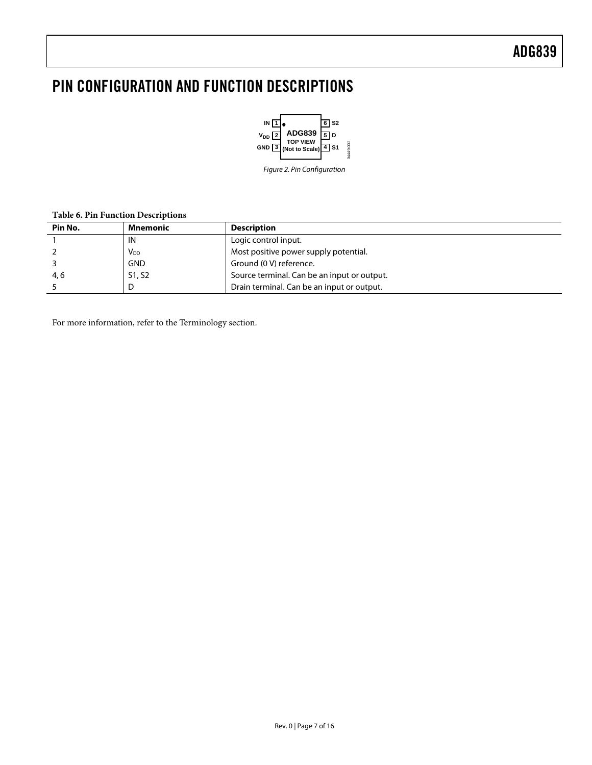# PIN CONFIGURATION AND FUNCTION DESCRIPTIONS

*Figure 2. Pin Configuration*

**Table 6. Pin Function Descriptions**

| Pin No. | Mnemonic | Description |
|---|---|---|
| 1 | IN | Logic control input. |
| 2 | $V_{DD}$ | Most positive power supply potential. |
| 3 | GND | Ground (0 V) reference. |
| 4, 6 | S1, S2 | Source terminal. Can be an input or output. |
| 5 | D | Drain terminal. Can be an input or output. |

For more information, refer to the Terminology section.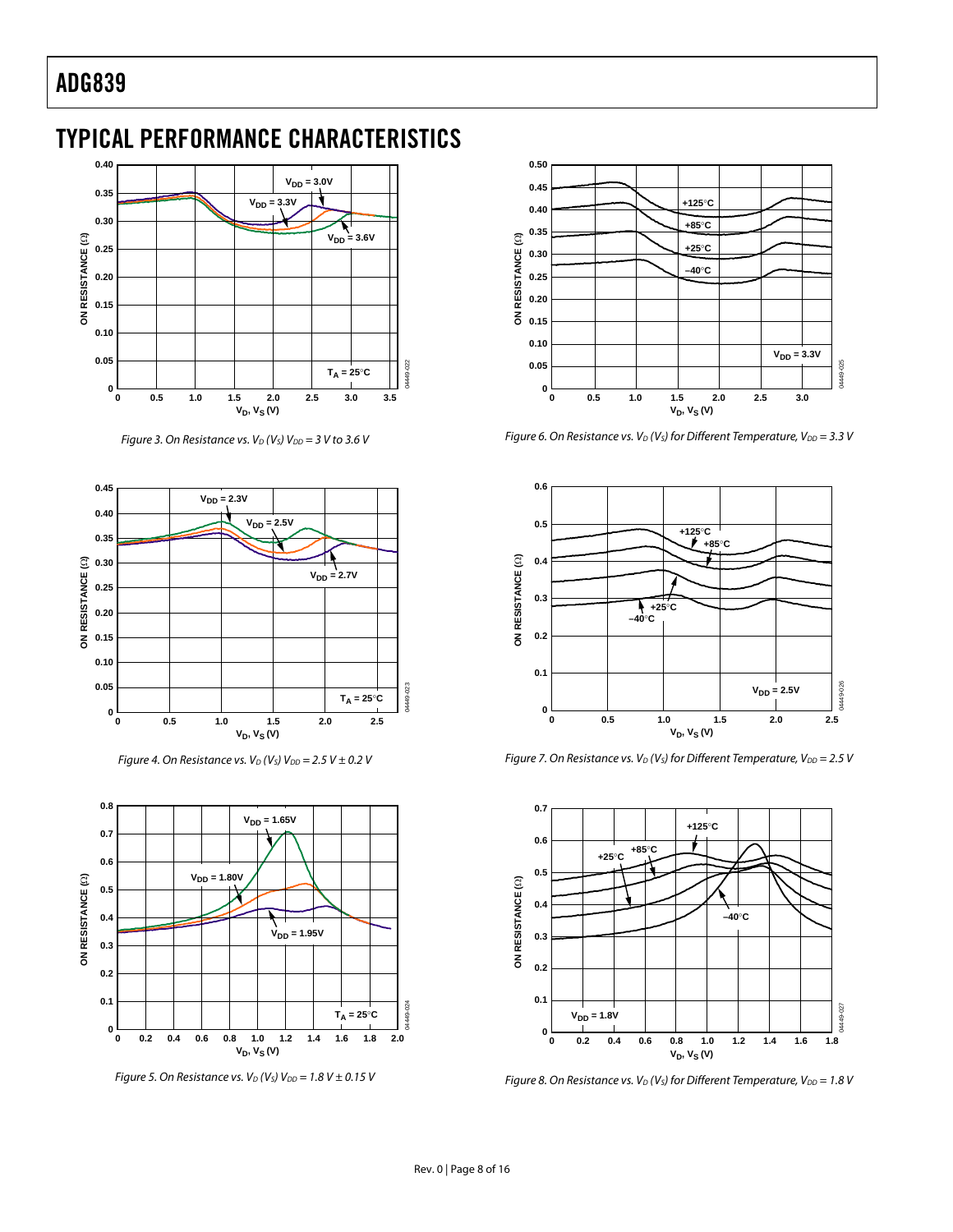## TYPICAL PERFORMANCE CHARACTERISTICS

Figure 3. On Resistance vs. $V_D$ ($V_S$) $V_{DD}$ = 3 V to 3.6 V

Figure 4. On Resistance vs. $V_D$ ($V_S$) $V_{DD}$ = 2.5 V ± 0.2 V

Figure 5. On Resistance vs. $V_D$ ($V_S$) $V_{DD}$ = 1.8 V ± 0.15 V

Figure 6. On Resistance vs. $V_D$ ($V_S$) for Different Temperature, $V_{DD}$ = 3.3 V

Figure 7. On Resistance vs. $V_D$ ($V_S$) for Different Temperature, $V_{DD}$ = 2.5 V

Figure 8. On Resistance vs. $V_D$ ($V_S$) for Different Temperature, $V_{DD}$ = 1.8 V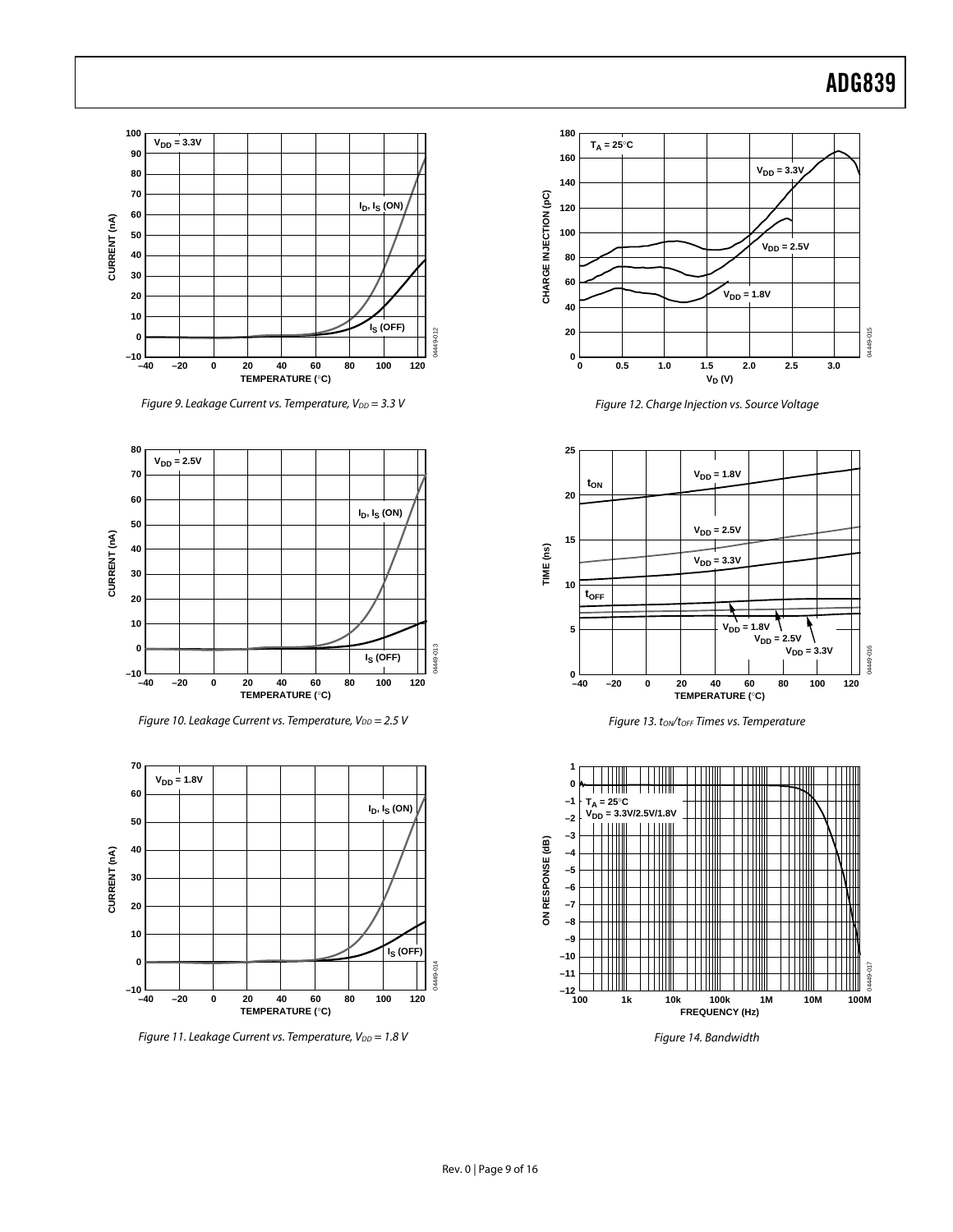Figure 9. Leakage Current vs. Temperature, $V_{DD}$ = 3.3 V

Figure 10. Leakage Current vs. Temperature, $V_{DD}$ = 2.5 V

Figure 11. Leakage Current vs. Temperature, $V_{DD}$ = 1.8 V

Figure 12. Charge Injection vs. Source Voltage

Figure 13. $t_{ON}$/$t_{OFF}$ Times vs. Temperature

Figure 14. Bandwidth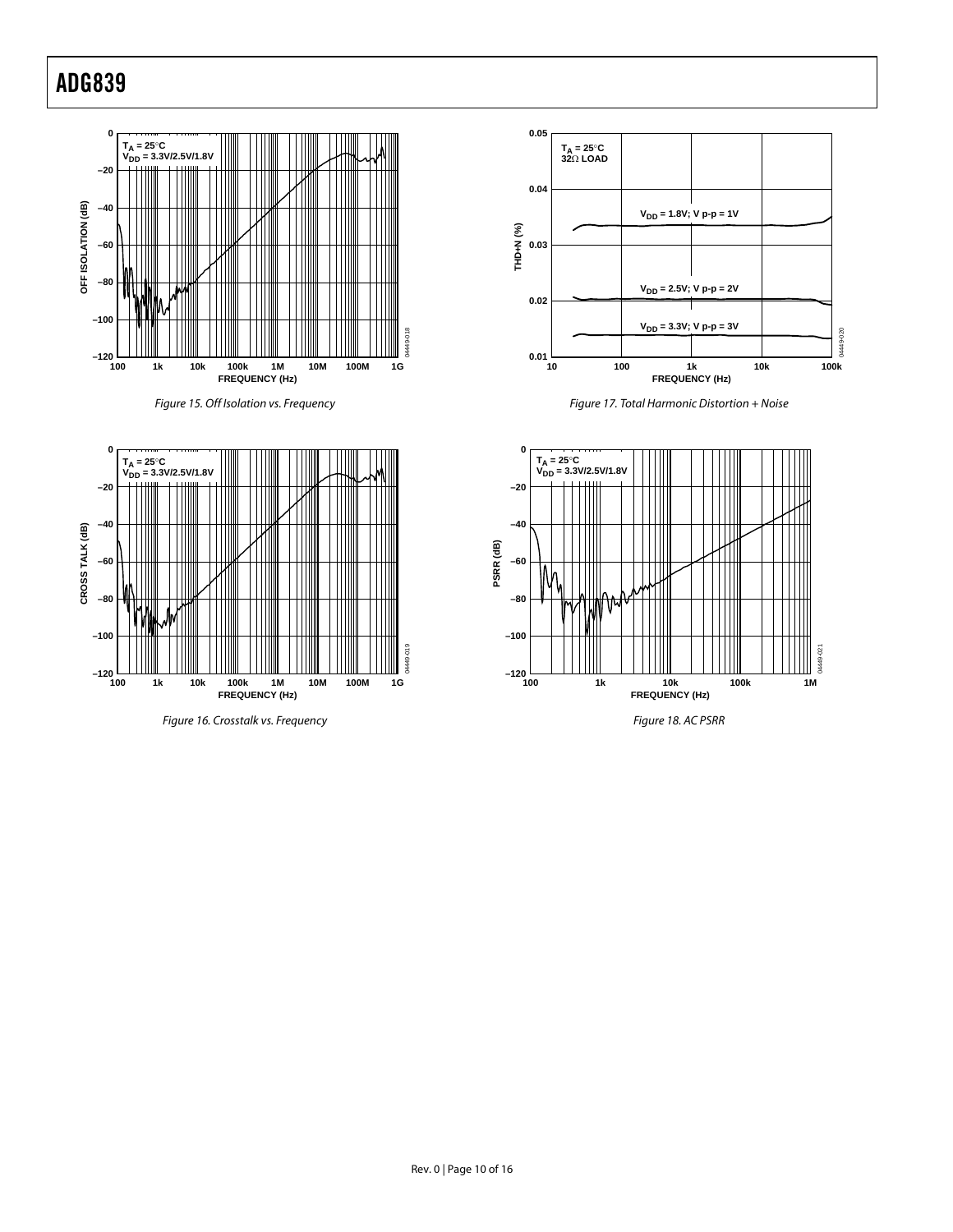Figure 15. Off Isolation vs. Frequency

Figure 16. Crosstalk vs. Frequency

Figure 17. Total Harmonic Distortion + Noise

Figure 18. AC PSRR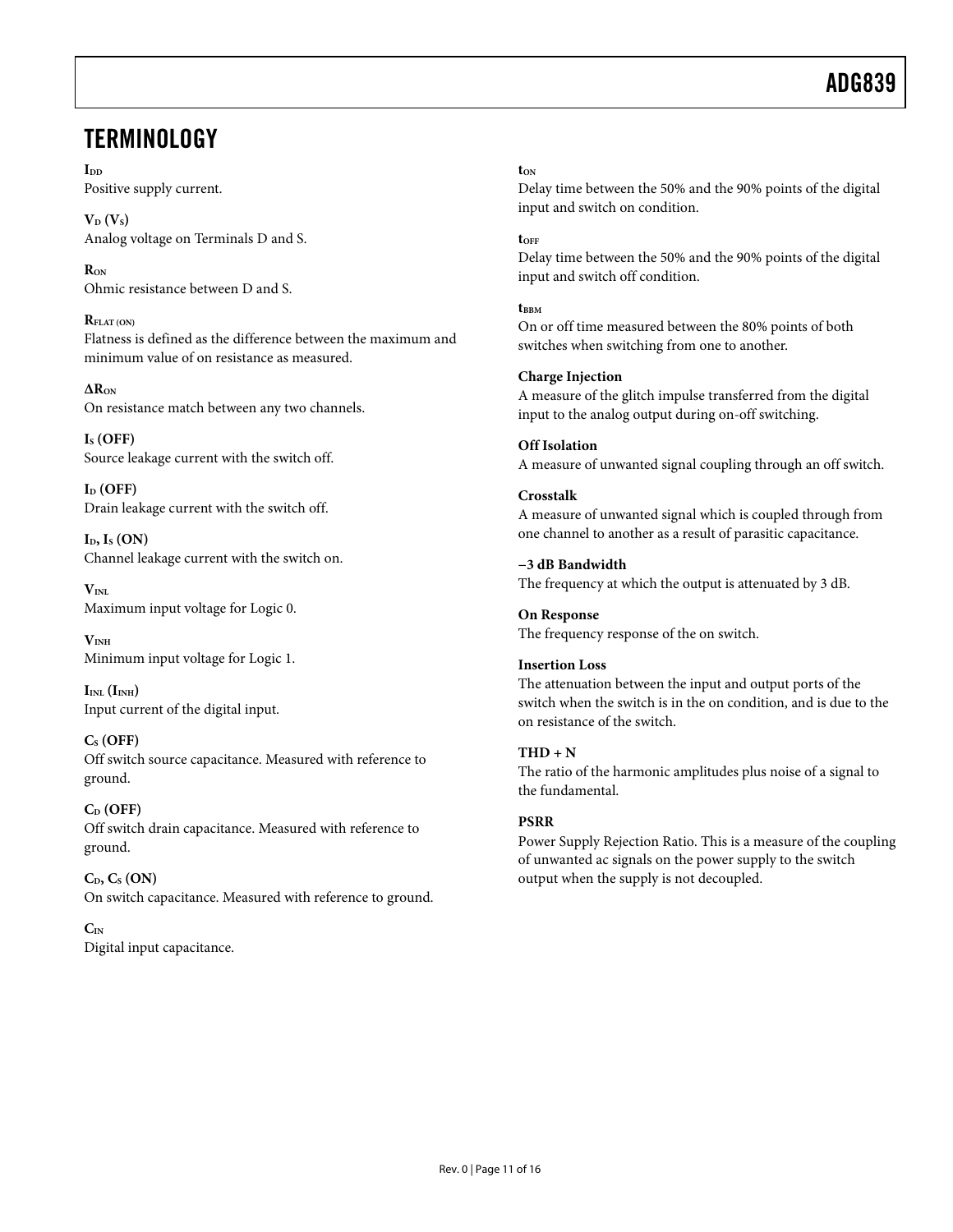# TERMINOLOGY

**$I_{DD}$**
Positive supply current.

**$V_D$ ($V_S$)**
Analog voltage on Terminals D and S.

**$R_{ON}$**
Ohmic resistance between D and S.

**$R_{FLAT (ON)}$**
Flatness is defined as the difference between the maximum and minimum value of on resistance as measured.

**$\Delta R_{ON}$**
On resistance match between any two channels.

**$I_S$ (OFF)**
Source leakage current with the switch off.

**$I_D$ (OFF)**
Drain leakage current with the switch off.

**$I_D$, $I_S$ (ON)**
Channel leakage current with the switch on.

**$V_{INL}$**
Maximum input voltage for Logic 0.

**$V_{INH}$**
Minimum input voltage for Logic 1.

**$I_{INL}$ ($I_{INH}$)**
Input current of the digital input.

**$C_S$ (OFF)**
Off switch source capacitance. Measured with reference to ground.

**$C_D$ (OFF)**
Off switch drain capacitance. Measured with reference to ground.

**$C_D$, $C_S$ (ON)**
On switch capacitance. Measured with reference to ground.

**$C_{IN}$**
Digital input capacitance.

**$t_{ON}$**
Delay time between the 50% and the 90% points of the digital input and switch on condition.

**$t_{OFF}$**
Delay time between the 50% and the 90% points of the digital input and switch off condition.

**$t_{BBM}$**
On or off time measured between the 80% points of both switches when switching from one to another.

**Charge Injection**
A measure of the glitch impulse transferred from the digital input to the analog output during on-off switching.

**Off Isolation**
A measure of unwanted signal coupling through an off switch.

**Crosstalk**
A measure of unwanted signal which is coupled through from one channel to another as a result of parasitic capacitance.

**−3 dB Bandwidth**
The frequency at which the output is attenuated by 3 dB.

**On Response**
The frequency response of the on switch.

**Insertion Loss**
The attenuation between the input and output ports of the switch when the switch is in the on condition, and is due to the on resistance of the switch.

**THD + N**
The ratio of the harmonic amplitudes plus noise of a signal to the fundamental.

**PSRR**
Power Supply Rejection Ratio. This is a measure of the coupling of unwanted ac signals on the power supply to the switch output when the supply is not decoupled.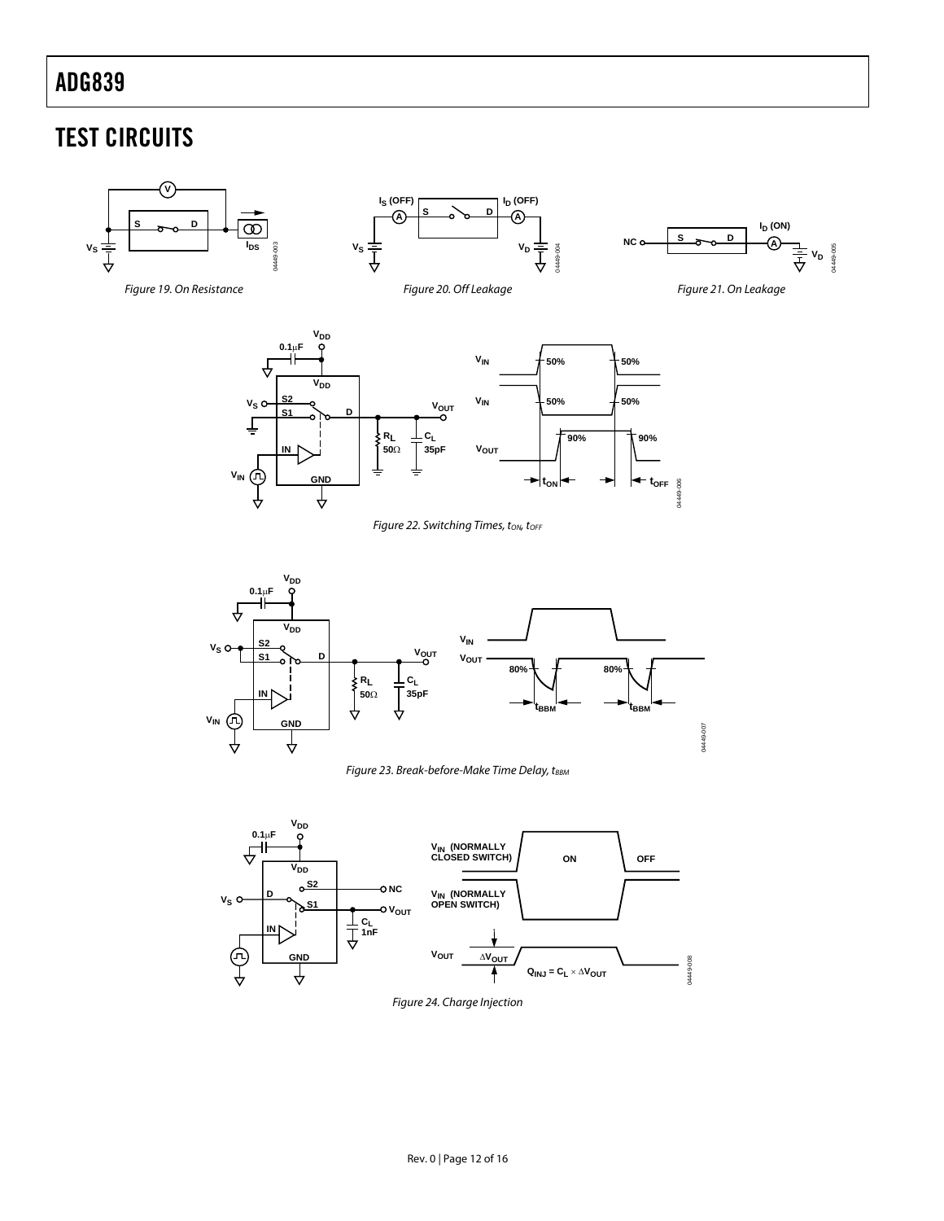## TEST CIRCUITS

Figure 19. On Resistance

Figure 20. Off Leakage

Figure 21. On Leakage

Figure 22. Switching Times, $t_{ON}$, $t_{OFF}$

Figure 23. Break-before-Make Time Delay, $t_{BBM}$

Figure 24. Charge Injection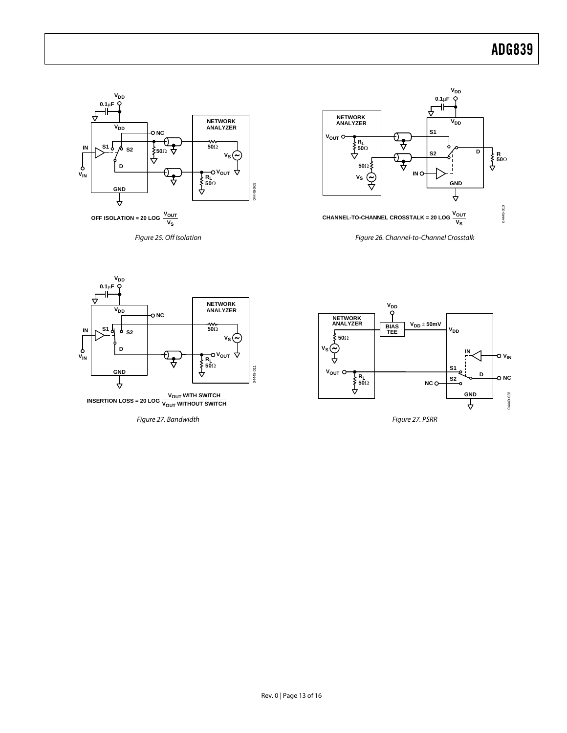$$\text{OFF ISOLATION} = 20 \log \frac{V_{OUT}}{V_S}$$

*Figure 25. Off Isolation*

$$\text{CHANNEL-TO-CHANNEL CROSSTALK} = 20 \log \frac{V_{OUT}}{V_S}$$

*Figure 26. Channel-to-Channel Crosstalk*

$$\text{INSERTION LOSS} = 20 \log \frac{V_{OUT} \text{ WITH SWITCH}}{V_{OUT} \text{ WITHOUT SWITCH}}$$

*Figure 27. Bandwidth*

*Figure 27. PSRR*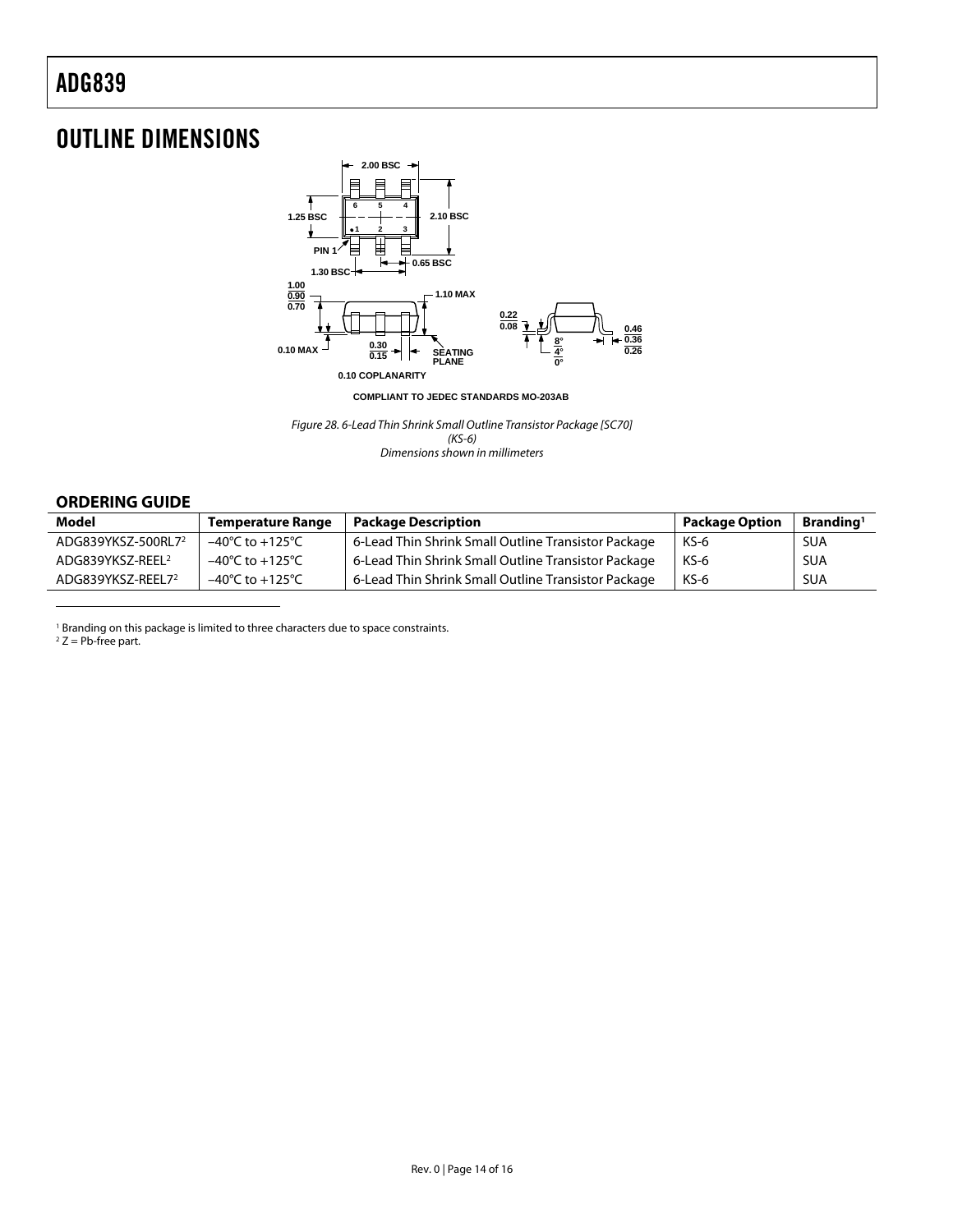# OUTLINE DIMENSIONS

COMPLIANT TO JEDEC STANDARDS MO-203AB

*Figure 28. 6-Lead Thin Shrink Small Outline Transistor Package [SC70] (KS-6) Dimensions shown in millimeters*

## ORDERING GUIDE

| Model | Temperature Range | Package Description | Package Option | Branding[1] |
|---|---|---|---|---|
| ADG839YKSZ-500RL7[2] | −40°C to +125°C | 6-Lead Thin Shrink Small Outline Transistor Package | KS-6 | SUA |
| ADG839YKSZ-REEL[2] | −40°C to +125°C | 6-Lead Thin Shrink Small Outline Transistor Package | KS-6 | SUA |
| ADG839YKSZ-REEL7[2] | −40°C to +125°C | 6-Lead Thin Shrink Small Outline Transistor Package | KS-6 | SUA |

[1] Branding on this package is limited to three characters due to space constraints.
[2] Z = Pb-free part.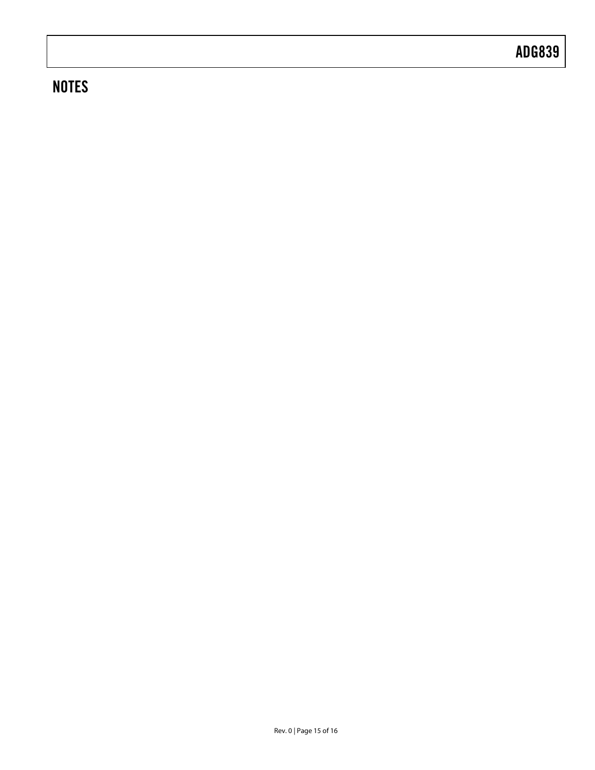## NOTES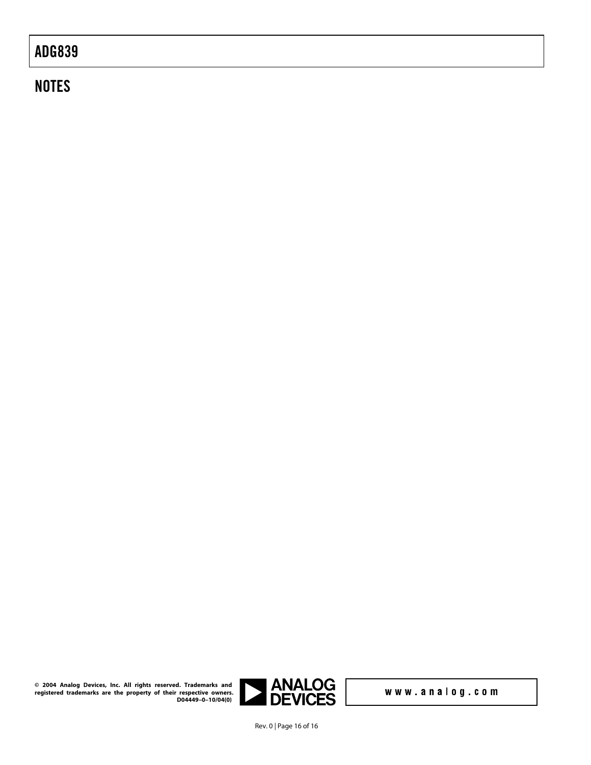## NOTES

© 2004 Analog Devices, Inc. All rights reserved. Trademarks and registered trademarks are the property of their respective owners.
D04449–0–10/04(0)

www.analog.com